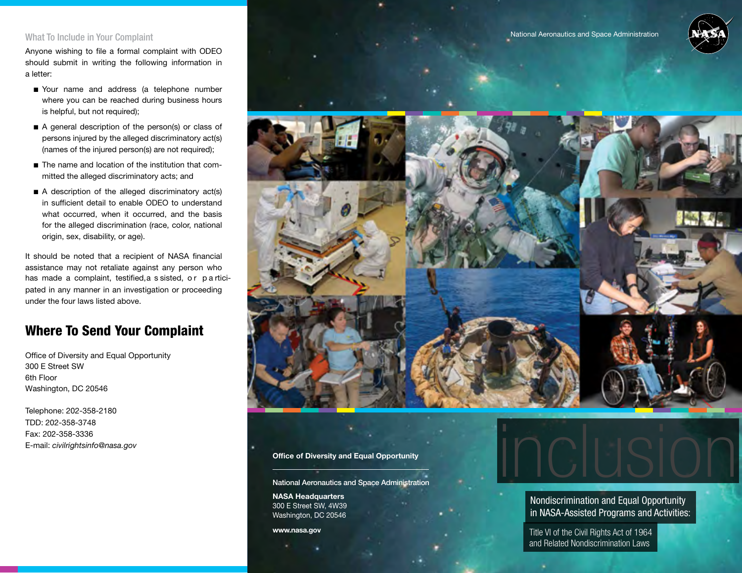## What To Include in Your Complaint

Anyone wishing to file a formal complaint with ODEO should submit in writing the following information in a letter:

- Your name and address (a telephone number where you can be reached during business hours is helpful, but not required);
- A general description of the person(s) or class of persons injured by the alleged discriminatory act(s) (names of the injured person(s) are not required);
- The name and location of the institution that committed the alleged discriminatory acts; and
- A description of the alleged discriminatory act(s) in sufficient detail to enable ODEO to understand what occurred, when it occurred, and the basis for the alleged discrimination (race, color, national origin, sex, disability, or age).

It should be noted that a recipient of NASA financial assistance may not retaliate against any person who has made a complaint, testified, assisted, or participated in any manner in an investigation or proceeding under the four laws listed above.

## Where To Send Your Complaint

Office of Diversity and Equal Opportunity
300 E Street SW
6th Floor
Washington, DC 20546

Telephone: 202-358-2180
TDD: 202-358-3748
Fax: 202-358-3336
E-mail: *civilrightsinfo@nasa.gov*

National Aeronautics and Space Administration

**Office of Diversity and Equal Opportunity**

National Aeronautics and Space Administration

**NASA Headquarters**
300 E Street SW, 4W39
Washington, DC 20546

**www.nasa.gov**

# inclusion

Nondiscrimination and Equal Opportunity in NASA-Assisted Programs and Activities:

Title VI of the Civil Rights Act of 1964 and Related Nondiscrimination Laws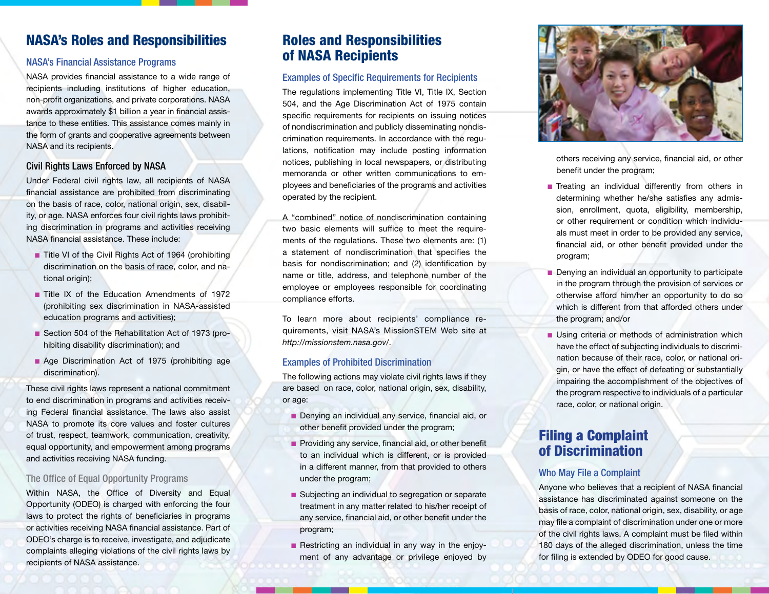## NASA's Roles and Responsibilities

### NASA's Financial Assistance Programs

NASA provides financial assistance to a wide range of recipients including institutions of higher education, non-profit organizations, and private corporations. NASA awards approximately $1 billion a year in financial assistance to these entities. This assistance comes mainly in the form of grants and cooperative agreements between NASA and its recipients.

### Civil Rights Laws Enforced by NASA

Under Federal civil rights law, all recipients of NASA financial assistance are prohibited from discriminating on the basis of race, color, national origin, sex, disability, or age. NASA enforces four civil rights laws prohibiting discrimination in programs and activities receiving NASA financial assistance. These include:

- Title VI of the Civil Rights Act of 1964 (prohibiting discrimination on the basis of race, color, and national origin);
- Title IX of the Education Amendments of 1972 (prohibiting sex discrimination in NASA-assisted education programs and activities);
- Section 504 of the Rehabilitation Act of 1973 (prohibiting disability discrimination); and
- Age Discrimination Act of 1975 (prohibiting age discrimination).

These civil rights laws represent a national commitment to end discrimination in programs and activities receiving Federal financial assistance. The laws also assist NASA to promote its core values and foster cultures of trust, respect, teamwork, communication, creativity, equal opportunity, and empowerment among programs and activities receiving NASA funding.

### The Office of Equal Opportunity Programs

Within NASA, the Office of Diversity and Equal Opportunity (ODEO) is charged with enforcing the four laws to protect the rights of beneficiaries in programs or activities receiving NASA financial assistance. Part of ODEO's charge is to receive, investigate, and adjudicate complaints alleging violations of the civil rights laws by recipients of NASA assistance.

## Roles and Responsibilities of NASA Recipients

### Examples of Specific Requirements for Recipients

The regulations implementing Title VI, Title IX, Section 504, and the Age Discrimination Act of 1975 contain specific requirements for recipients on issuing notices of nondiscrimination and publicly disseminating nondiscrimination requirements. In accordance with the regulations, notification may include posting information notices, publishing in local newspapers, or distributing memoranda or other written communications to employees and beneficiaries of the programs and activities operated by the recipient.

A "combined" notice of nondiscrimination containing two basic elements will suffice to meet the requirements of the regulations. These two elements are: (1) a statement of nondiscrimination that specifies the basis for nondiscrimination; and (2) identification by name or title, address, and telephone number of the employee or employees responsible for coordinating compliance efforts.

To learn more about recipients' compliance requirements, visit NASA's MissionSTEM Web site at *http://missionstem.nasa.gov/*.

### Examples of Prohibited Discrimination

The following actions may violate civil rights laws if they are based on race, color, national origin, sex, disability, or age:

- Denying an individual any service, financial aid, or other benefit provided under the program;
- Providing any service, financial aid, or other benefit to an individual which is different, or is provided in a different manner, from that provided to others under the program;
- Subjecting an individual to segregation or separate treatment in any matter related to his/her receipt of any service, financial aid, or other benefit under the program;
- Restricting an individual in any way in the enjoyment of any advantage or privilege enjoyed by others receiving any service, financial aid, or other benefit under the program;
- Treating an individual differently from others in determining whether he/she satisfies any admission, enrollment, quota, eligibility, membership, or other requirement or condition which individuals must meet in order to be provided any service, financial aid, or other benefit provided under the program;
- Denying an individual an opportunity to participate in the program through the provision of services or otherwise afford him/her an opportunity to do so which is different from that afforded others under the program; and/or
- Using criteria or methods of administration which have the effect of subjecting individuals to discrimination because of their race, color, or national origin, or have the effect of defeating or substantially impairing the accomplishment of the objectives of the program respective to individuals of a particular race, color, or national origin.

## Filing a Complaint of Discrimination

### Who May File a Complaint

Anyone who believes that a recipient of NASA financial assistance has discriminated against someone on the basis of race, color, national origin, sex, disability, or age may file a complaint of discrimination under one or more of the civil rights laws. A complaint must be filed within 180 days of the alleged discrimination, unless the time for filing is extended by ODEO for good cause.